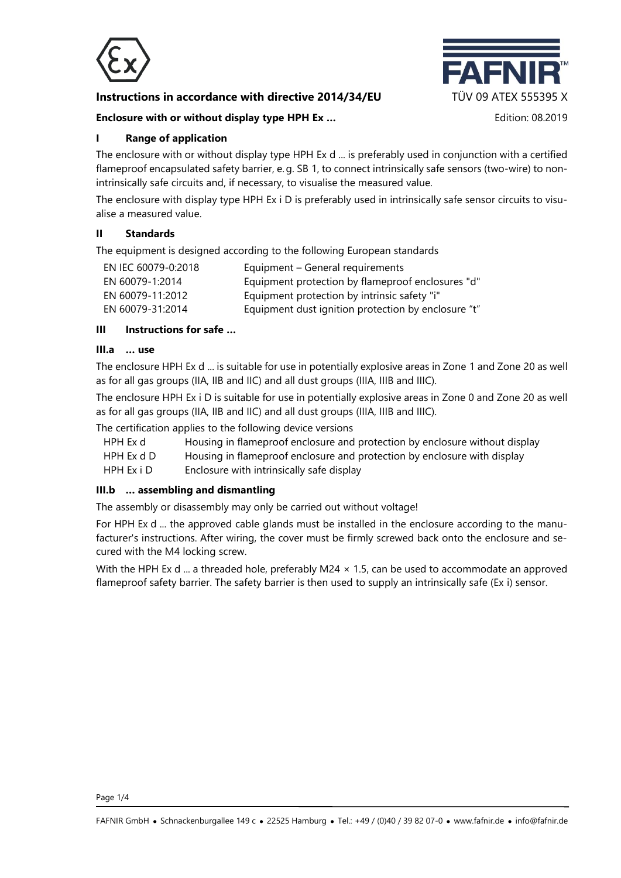**Instructions in accordance with directive 2014/34/EU** TÜV 09 ATEX 555395 X

**Enclosure with or without display type HPH Ex …** Edition: 08.2019

## I Range of application

The enclosure with or without display type HPH Ex d ... is preferably used in conjunction with a certified flameproof encapsulated safety barrier, e. g. SB 1, to connect intrinsically safe sensors (two-wire) to non-intrinsically safe circuits and, if necessary, to visualise the measured value.

The enclosure with display type HPH Ex i D is preferably used in intrinsically safe sensor circuits to visualise a measured value.

## II Standards

The equipment is designed according to the following European standards

| | |
|---|---|
| EN IEC 60079-0:2018 | Equipment – General requirements |
| EN 60079-1:2014 | Equipment protection by flameproof enclosures "d" |
| EN 60079-11:2012 | Equipment protection by intrinsic safety "i" |
| EN 60079-31:2014 | Equipment dust ignition protection by enclosure "t" |

## III Instructions for safe …

### III.a … use

The enclosure HPH Ex d ... is suitable for use in potentially explosive areas in Zone 1 and Zone 20 as well as for all gas groups (IIA, IIB and IIC) and all dust groups (IIIA, IIIB and IIIC).

The enclosure HPH Ex i D is suitable for use in potentially explosive areas in Zone 0 and Zone 20 as well as for all gas groups (IIA, IIB and IIC) and all dust groups (IIIA, IIIB and IIIC).

The certification applies to the following device versions

| | |
|---|---|
| HPH Ex d | Housing in flameproof enclosure and protection by enclosure without display |
| HPH Ex d D | Housing in flameproof enclosure and protection by enclosure with display |
| HPH Ex i D | Enclosure with intrinsically safe display |

### III.b … assembling and dismantling

The assembly or disassembly may only be carried out without voltage!

For HPH Ex d ... the approved cable glands must be installed in the enclosure according to the manufacturer's instructions. After wiring, the cover must be firmly screwed back onto the enclosure and secured with the M4 locking screw.

With the HPH Ex d ... a threaded hole, preferably M24 × 1.5, can be used to accommodate an approved flameproof safety barrier. The safety barrier is then used to supply an intrinsically safe (Ex i) sensor.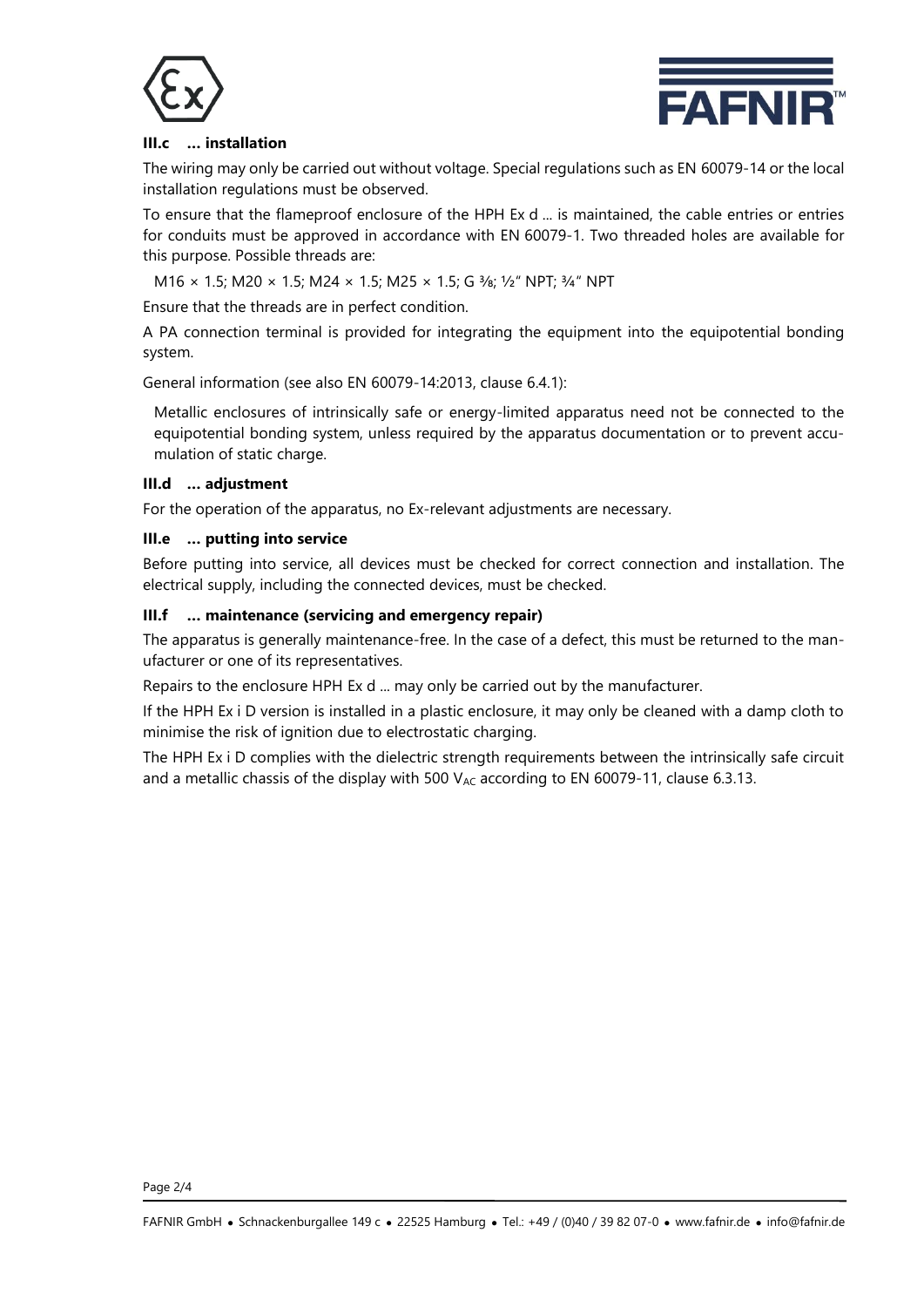### III.c … installation

The wiring may only be carried out without voltage. Special regulations such as EN 60079-14 or the local installation regulations must be observed.

To ensure that the flameproof enclosure of the HPH Ex d ... is maintained, the cable entries or entries for conduits must be approved in accordance with EN 60079-1. Two threaded holes are available for this purpose. Possible threads are:

M16 × 1.5; M20 × 1.5; M24 × 1.5; M25 × 1.5; G ⅜; ½" NPT; ¾" NPT

Ensure that the threads are in perfect condition.

A PA connection terminal is provided for integrating the equipment into the equipotential bonding system.

General information (see also EN 60079-14:2013, clause 6.4.1):

> Metallic enclosures of intrinsically safe or energy-limited apparatus need not be connected to the equipotential bonding system, unless required by the apparatus documentation or to prevent accumulation of static charge.

### III.d … adjustment

For the operation of the apparatus, no Ex-relevant adjustments are necessary.

### III.e … putting into service

Before putting into service, all devices must be checked for correct connection and installation. The electrical supply, including the connected devices, must be checked.

### III.f … maintenance (servicing and emergency repair)

The apparatus is generally maintenance-free. In the case of a defect, this must be returned to the manufacturer or one of its representatives.

Repairs to the enclosure HPH Ex d ... may only be carried out by the manufacturer.

If the HPH Ex i D version is installed in a plastic enclosure, it may only be cleaned with a damp cloth to minimise the risk of ignition due to electrostatic charging.

The HPH Ex i D complies with the dielectric strength requirements between the intrinsically safe circuit and a metallic chassis of the display with 500 $V_{AC}$ according to EN 60079-11, clause 6.3.13.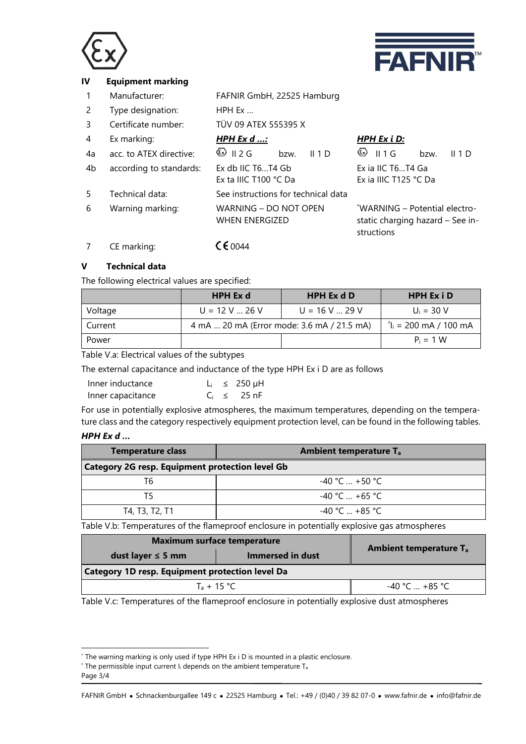## IV Equipment marking

| | | | |
|---|---|---|---|
| 1 | Manufacturer: | FAFNIR GmbH, 22525 Hamburg | |
| 2 | Type designation: | HPH Ex ... | |
| 3 | Certificate number: | TÜV 09 ATEX 555395 X | |
| 4 | Ex marking: | ***HPH Ex d ...:*** | ***HPH Ex i D:*** |
| 4a | acc. to ATEX directive: | Ⓔx II 2 G bzw. II 1 D | Ⓔx II 1 G bzw. II 1 D |
| 4b | according to standards: | Ex db IIC T6...T4 Gb<br>Ex ta IIIC T100 °C Da | Ex ia IIC T6...T4 Ga<br>Ex ia IIIC T125 °C Da |
| 5 | Technical data: | See instructions for technical data | |
| 6 | Warning marking: | WARNING – DO NOT OPEN WHEN ENERGIZED | *WARNING – Potential electrostatic charging hazard – See instructions |
| 7 | CE marking: | CE 0044 | |

## V Technical data

The following electrical values are specified:

| | HPH Ex d | HPH Ex d D | HPH Ex i D |
|---|---|---|---|
| Voltage | U = 12 V ... 26 V | U = 16 V ... 29 V | $U_i$ = 30 V |
| Current | 4 mA ... 20 mA (Error mode: 3.6 mA / 21.5 mA) | | †$I_i$ = 200 mA / 100 mA |
| Power | | | $P_i$ = 1 W |

Table V.a: Electrical values of the subtypes

The external capacitance and inductance of the type HPH Ex i D are as follows

Inner inductance $L_i \leq$ 250 µH
Inner capacitance $C_i \leq$ 25 nF

For use in potentially explosive atmospheres, the maximum temperatures, depending on the temperature class and the category respectively equipment protection level, can be found in the following tables.

***HPH Ex d ...***

| Temperature class | Ambient temperature $T_a$ |
|---|---|
| **Category 2G resp. Equipment protection level Gb** | |
| T6 | -40 °C ... +50 °C |
| T5 | -40 °C ... +65 °C |
| T4, T3, T2, T1 | -40 °C ... +85 °C |

Table V.b: Temperatures of the flameproof enclosure in potentially explosive gas atmospheres

| Maximum surface temperature | | Ambient temperature $T_a$ |
|---|---|---|
| dust layer ≤ 5 mm | Immersed in dust | |
| **Category 1D resp. Equipment protection level Da** | | |
| $T_a$ + 15 °C | | -40 °C ... +85 °C |

Table V.c: Temperatures of the flameproof enclosure in potentially explosive dust atmospheres

* The warning marking is only used if type HPH Ex i D is mounted in a plastic enclosure.
† The permissible input current $I_i$ depends on the ambient temperature $T_a$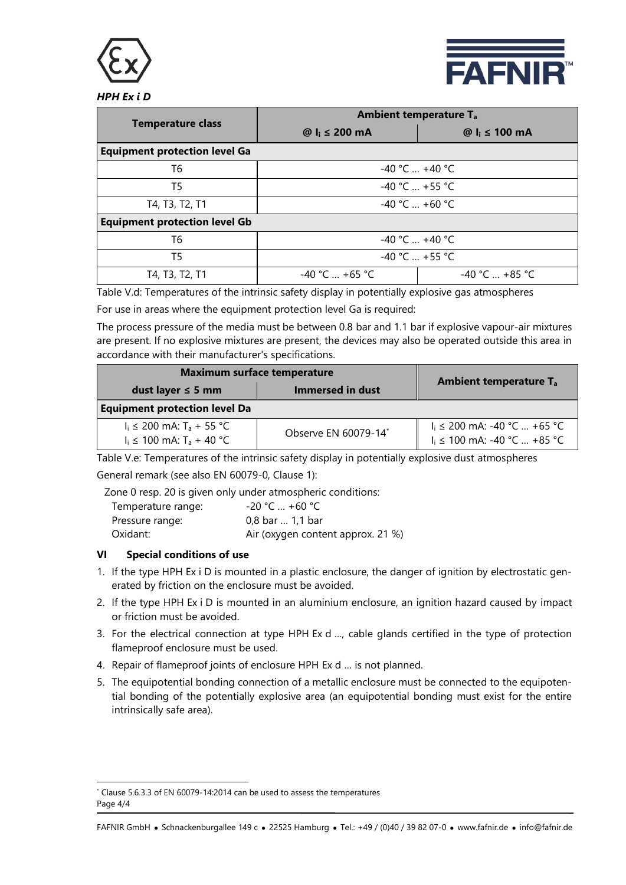*HPH Ex i D*

| Temperature class | Ambient temperature $T_a$ | |
|---|---|---|
| | @ $I_i \le 200$ mA | @ $I_i \le 100$ mA |
| **Equipment protection level Ga** | | |
| T6 | -40 °C … +40 °C | |
| T5 | -40 °C … +55 °C | |
| T4, T3, T2, T1 | -40 °C … +60 °C | |
| **Equipment protection level Gb** | | |
| T6 | -40 °C … +40 °C | |
| T5 | -40 °C … +55 °C | |
| T4, T3, T2, T1 | -40 °C … +65 °C | -40 °C … +85 °C |

Table V.d: Temperatures of the intrinsic safety display in potentially explosive gas atmospheres

For use in areas where the equipment protection level Ga is required:

The process pressure of the media must be between 0.8 bar and 1.1 bar if explosive vapour-air mixtures are present. If no explosive mixtures are present, the devices may also be operated outside this area in accordance with their manufacturer's specifications.

| Maximum surface temperature | | Ambient temperature $T_a$ |
|---|---|---|
| dust layer ≤ 5 mm | Immersed in dust | |
| **Equipment protection level Da** | | |
| $I_i \le 200$ mA: $T_a$ + 55 °C<br>$I_i \le 100$ mA: $T_a$ + 40 °C | Observe EN 60079-14* | $I_i \le 200$ mA: -40 °C … +65 °C<br>$I_i \le 100$ mA: -40 °C … +85 °C |

Table V.e: Temperatures of the intrinsic safety display in potentially explosive dust atmospheres

General remark (see also EN 60079-0, Clause 1):

Zone 0 resp. 20 is given only under atmospheric conditions:

| | |
|---|---|
| Temperature range: | -20 °C … +60 °C |
| Pressure range: | 0,8 bar … 1,1 bar |
| Oxidant: | Air (oxygen content approx. 21 %) |

## VI Special conditions of use

1. If the type HPH Ex i D is mounted in a plastic enclosure, the danger of ignition by electrostatic generated by friction on the enclosure must be avoided.
2. If the type HPH Ex i D is mounted in an aluminium enclosure, an ignition hazard caused by impact or friction must be avoided.
3. For the electrical connection at type HPH Ex d …, cable glands certified in the type of protection flameproof enclosure must be used.
4. Repair of flameproof joints of enclosure HPH Ex d … is not planned.
5. The equipotential bonding connection of a metallic enclosure must be connected to the equipotential bonding of the potentially explosive area (an equipotential bonding must exist for the entire intrinsically safe area).

* Clause 5.6.3.3 of EN 60079-14:2014 can be used to assess the temperatures